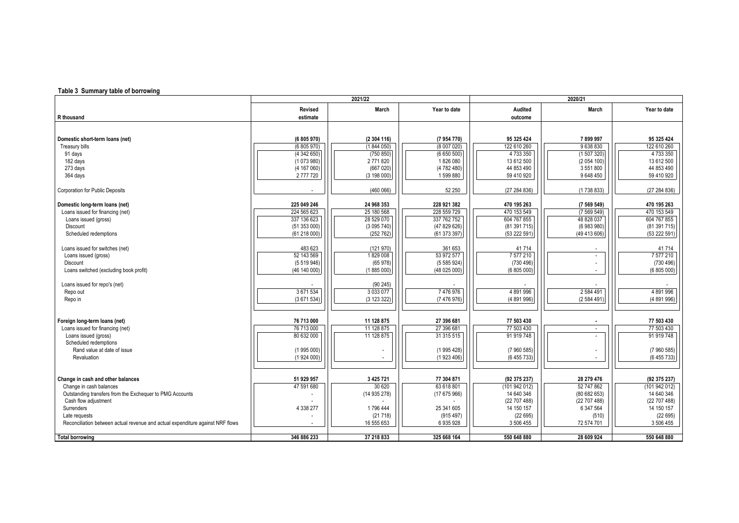**Table 3 Summary table of borrowing**

| R thousand | 2021/22 | | | 2020/21 | | |
|---|---|---|---|---|---|---|
| | Revised estimate | March | Year to date | Audited outcome | March | Year to date |
| **Domestic short-term loans (net)** | **(6 805 970)** | **(2 304 116)** | **(7 954 770)** | **95 325 424** | **7 899 997** | **95 325 424** |
| Treasury bills | (6 805 970) | (1 844 050) | (8 007 020) | 122 610 260 | 9 638 830 | 122 610 260 |
| 91 days | (4 342 650) | (750 850) | (6 650 500) | 4 733 350 | (1 507 320) | 4 733 350 |
| 182 days | (1 073 980) | 2 771 820 | 1 826 080 | 13 612 500 | (2 054 100) | 13 612 500 |
| 273 days | (4 167 060) | (667 020) | (4 782 480) | 44 853 490 | 3 551 800 | 44 853 490 |
| 364 days | 2 777 720 | (3 198 000) | 1 599 880 | 59 410 920 | 9 648 450 | 59 410 920 |
| Corporation for Public Deposits | - | (460 066) | 52 250 | (27 284 836) | (1 738 833) | (27 284 836) |
| **Domestic long-term loans (net)** | **225 049 246** | **24 968 353** | **228 921 382** | **470 195 263** | **(7 569 549)** | **470 195 263** |
| Loans issued for financing (net) | 224 565 623 | 25 180 568 | 228 559 729 | 470 153 549 | (7 569 549) | 470 153 549 |
| Loans issued (gross) | 337 136 623 | 28 529 070 | 337 762 752 | 604 767 855 | 48 828 037 | 604 767 855 |
| Discount | (51 353 000) | (3 095 740) | (47 829 626) | (81 391 715) | (6 983 980) | (81 391 715) |
| Scheduled redemptions | (61 218 000) | (252 762) | (61 373 397) | (53 222 591) | (49 413 606) | (53 222 591) |
| Loans issued for switches (net) | 483 623 | (121 970) | 361 653 | 41 714 | - | 41 714 |
| Loans issued (gross) | 52 143 569 | 1 829 008 | 53 972 577 | 7 577 210 | - | 7 577 210 |
| Discount | (5 519 946) | (65 978) | (5 585 924) | (730 496) | - | (730 496) |
| Loans switched (excluding book profit) | (46 140 000) | (1 885 000) | (48 025 000) | (6 805 000) | - | (6 805 000) |
| Loans issued for repo's (net) | - | (90 245) | - | - | - | - |
| Repo out | 3 671 534 | 3 033 077 | 7 476 976 | 4 891 996 | 2 584 491 | 4 891 996 |
| Repo in | (3 671 534) | (3 123 322) | (7 476 976) | (4 891 996) | (2 584 491) | (4 891 996) |
| **Foreign long-term loans (net)** | **76 713 000** | **11 128 875** | **27 396 681** | **77 503 430** | **-** | **77 503 430** |
| Loans issued for financing (net) | 76 713 000 | 11 128 875 | 27 396 681 | 77 503 430 | - | 77 503 430 |
| Loans issued (gross) | 80 632 000 | 11 128 875 | 31 315 515 | 91 919 748 | - | 91 919 748 |
| Scheduled redemptions | | | | | | |
| Rand value at date of issue | (1 995 000) | - | (1 995 428) | (7 960 585) | - | (7 960 585) |
| Revaluation | (1 924 000) | - | (1 923 406) | (6 455 733) | - | (6 455 733) |
| **Change in cash and other balances** | **51 929 957** | **3 425 721** | **77 304 871** | **(92 375 237)** | **28 279 476** | **(92 375 237)** |
| Change in cash balances | 47 591 680 | 30 620 | 63 618 801 | (101 942 012) | 52 747 862 | (101 942 012) |
| Outstanding transfers from the Exchequer to PMG Accounts | - | (14 935 278) | (17 675 966) | 14 640 346 | (80 682 653) | 14 640 346 |
| Cash flow adjustment | - | - | - | (22 707 488) | (22 707 488) | (22 707 488) |
| Surrenders | 4 338 277 | 1 796 444 | 25 341 605 | 14 150 157 | 6 347 564 | 14 150 157 |
| Late requests | - | (21 718) | (915 497) | (22 695) | (510) | (22 695) |
| Reconciliation between actual revenue and actual expenditure against NRF flows | - | 16 555 653 | 6 935 928 | 3 506 455 | 72 574 701 | 3 506 455 |
| **Total borrowing** | **346 886 233** | **37 218 833** | **325 668 164** | **550 648 880** | **28 609 924** | **550 648 880** |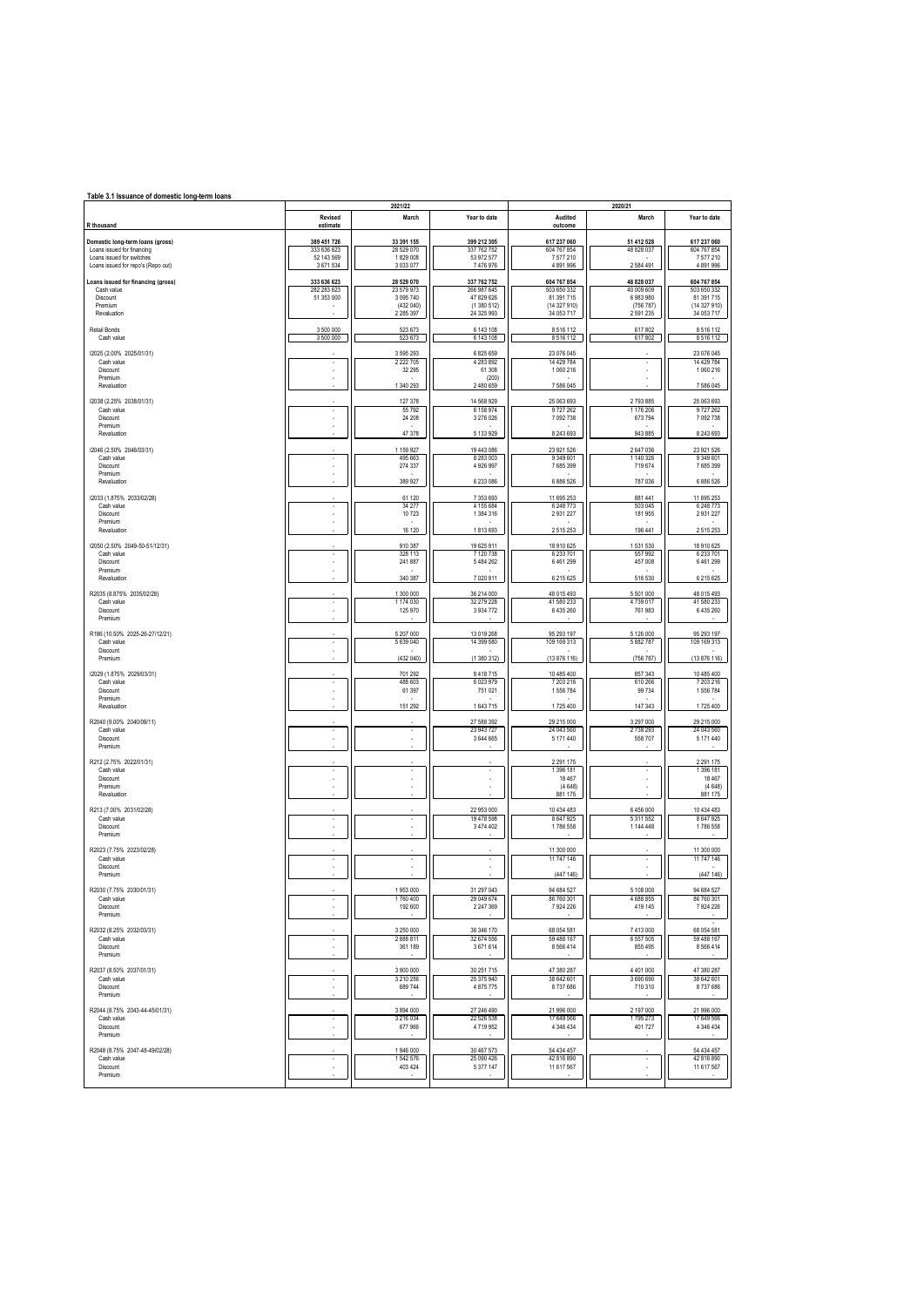**Table 3.1 Issuance of domestic long-term loans**

| R thousand | 2021/22 Revised estimate | 2021/22 March | 2021/22 Year to date | 2020/21 Audited outcome | 2020/21 March | 2020/21 Year to date |
|---|---|---|---|---|---|---|
| **Domestic long-term loans (gross)** | **389 451 726** | **33 391 155** | **399 212 305** | **617 237 060** | **51 412 528** | **617 237 060** |
| Loans issued for financing | 333 636 623 | 28 529 070 | 337 762 752 | 604 767 854 | 48 828 037 | 604 767 854 |
| Loans issued for switches | 52 143 569 | 1 829 008 | 53 972 577 | 7 577 210 | - | 7 577 210 |
| Loans issued for repo's (Repo out) | 3 671 534 | 3 033 077 | 7 476 976 | 4 891 996 | 2 584 491 | 4 891 996 |
| | | | | | | |
| **Loans issued for financing (gross)** | **333 636 623** | **28 529 070** | **337 762 752** | **604 767 854** | **48 828 037** | **604 767 854** |
| Cash value | 282 283 623 | 23 579 973 | 266 987 645 | 503 650 332 | 40 009 609 | 503 650 332 |
| Discount | 51 353 000 | 3 095 740 | 47 829 626 | 81 391 715 | 6 983 980 | 81 391 715 |
| Premium | - | (432 040) | (1 380 512) | (14 327 910) | (756 787) | (14 327 910) |
| Revaluation | - | 2 285 397 | 24 325 993 | 34 053 717 | 2 591 235 | 34 053 717 |
| | | | | | | |
| Retail Bonds | 3 500 000 | 523 673 | 6 143 108 | 8 516 112 | 617 802 | 8 516 112 |
| Cash value | 3 500 000 | 523 673 | 6 143 108 | 8 516 112 | 617 802 | 8 516 112 |
| | | | | | | |
| I2025 (2.00% 2025/01/31) | - | 3 595 293 | 6 825 659 | 23 076 045 | - | 23 076 045 |
| Cash value | - | 2 222 705 | 4 283 892 | 14 429 784 | - | 14 429 784 |
| Discount | - | 32 295 | 61 308 | 1 060 216 | - | 1 060 216 |
| Premium | - | - | (200) | - | - | - |
| Revaluation | - | 1 340 293 | 2 480 659 | 7 586 045 | - | 7 586 045 |
| | | | | | | |
| I2038 (2.25% 2038/01/31) | - | 127 378 | 14 568 929 | 25 063 693 | 2 793 885 | 25 063 693 |
| Cash value | - | 55 792 | 6 158 974 | 9 727 262 | 1 176 206 | 9 727 262 |
| Discount | - | 24 208 | 3 276 026 | 7 092 738 | 673 794 | 7 092 738 |
| Premium | - | - | - | - | - | - |
| Revaluation | - | 47 378 | 5 133 929 | 8 243 693 | 943 885 | 8 243 693 |
| | | | | | | |
| I2046 (2.50% 2046/03/31) | - | 1 159 927 | 19 443 086 | 23 921 526 | 2 647 036 | 23 921 526 |
| Cash value | - | 495 663 | 8 283 003 | 9 349 601 | 1 140 326 | 9 349 601 |
| Discount | - | 274 337 | 4 926 997 | 7 685 399 | 719 674 | 7 685 399 |
| Premium | - | - | - | - | - | - |
| Revaluation | - | 389 927 | 6 233 086 | 6 886 526 | 787 036 | 6 886 526 |
| | | | | | | |
| I2033 (1.875% 2033/02/28) | - | 61 120 | 7 353 693 | 11 695 253 | 881 441 | 11 695 253 |
| Cash value | - | 34 277 | 4 155 684 | 6 248 773 | 503 045 | 6 248 773 |
| Discount | - | 10 723 | 1 384 316 | 2 931 227 | 181 955 | 2 931 227 |
| Premium | - | - | - | - | - | - |
| Revaluation | - | 16 120 | 1 813 693 | 2 515 253 | 196 441 | 2 515 253 |
| | | | | | | |
| I2050 (2.50% 2049-50-51/12/31) | - | 910 387 | 19 625 911 | 18 910 625 | 1 531 530 | 18 910 625 |
| Cash value | - | 328 113 | 7 120 738 | 6 233 701 | 557 992 | 6 233 701 |
| Discount | - | 241 887 | 5 484 262 | 6 461 299 | 457 008 | 6 461 299 |
| Premium | - | - | - | - | - | - |
| Revaluation | - | 340 387 | 7 020 911 | 6 215 625 | 516 530 | 6 215 625 |
| | | | | | | |
| R2035 (8.875% 2035/02/28) | - | 1 300 000 | 36 214 000 | 48 015 493 | 5 501 000 | 48 015 493 |
| Cash value | - | 1 174 030 | 32 279 228 | 41 580 233 | 4 739 017 | 41 580 233 |
| Discount | - | 125 970 | 3 934 772 | 6 435 260 | 761 983 | 6 435 260 |
| Premium | - | - | - | - | - | - |
| | | | | | | |
| R186 (10.50% 2025-26-27/12/21) | - | 5 207 000 | 13 019 268 | 95 293 197 | 5 126 000 | 95 293 197 |
| Cash value | - | 5 639 040 | 14 399 580 | 109 169 313 | 5 882 787 | 109 169 313 |
| Discount | - | - | - | - | - | - |
| Premium | - | (432 040) | (1 380 312) | (13 876 116) | (756 787) | (13 876 116) |
| | | | | | | |
| I2029 (1.875% 2029/03/31) | - | 701 292 | 8 418 715 | 10 485 400 | 857 343 | 10 485 400 |
| Cash value | - | 488 603 | 6 023 979 | 7 203 216 | 610 266 | 7 203 216 |
| Discount | - | 61 397 | 751 021 | 1 556 784 | 99 734 | 1 556 784 |
| Premium | - | - | - | - | - | - |
| Revaluation | - | 151 292 | 1 643 715 | 1 725 400 | 147 343 | 1 725 400 |
| | | | | | | |
| R2040 (9.00% 2040/09/11) | - | - | 27 588 392 | 29 215 000 | 3 297 000 | 29 215 000 |
| Cash value | - | - | 23 943 727 | 24 043 560 | 2 738 293 | 24 043 560 |
| Discount | - | - | 3 644 665 | 5 171 440 | 558 707 | 5 171 440 |
| Premium | - | - | - | - | - | - |
| | | | | | | |
| R212 (2.75% 2022/01/31) | - | - | - | 2 291 175 | - | 2 291 175 |
| Cash value | - | - | - | 1 396 181 | - | 1 396 181 |
| Discount | - | - | - | 18 467 | - | 18 467 |
| Premium | - | - | - | (4 648) | - | (4 648) |
| Revaluation | - | - | - | 881 175 | - | 881 175 |
| | | | | | | |
| R213 (7.00% 2031/02/28) | - | - | 22 953 000 | 10 434 483 | 6 456 000 | 10 434 483 |
| Cash value | - | - | 19 478 598 | 8 647 925 | 5 311 552 | 8 647 925 |
| Discount | - | - | 3 474 402 | 1 786 558 | 1 144 448 | 1 786 558 |
| Premium | - | - | - | - | - | - |
| | | | | | | |
| R2023 (7.75% 2023/02/28) | - | - | - | 11 300 000 | - | 11 300 000 |
| Cash value | - | - | - | 11 747 146 | - | 11 747 146 |
| Discount | - | - | - | - | - | - |
| Premium | - | - | - | (447 146) | - | (447 146) |
| | | | | | | |
| R2030 (7.75% 2030/01/31) | - | 1 953 000 | 31 297 043 | 94 684 527 | 5 108 000 | 94 684 527 |
| Cash value | - | 1 760 400 | 29 049 674 | 86 760 301 | 4 688 855 | 86 760 301 |
| Discount | - | 192 600 | 2 247 369 | 7 924 226 | 419 145 | 7 924 226 |
| Premium | - | - | - | - | - | - |
| | | | | | | |
| R2032 (8.25% 2032/03/31) | - | 3 250 000 | 36 346 170 | 68 054 581 | 7 413 000 | 68 054 581 |
| Cash value | - | 2 888 811 | 32 674 556 | 59 488 167 | 6 557 505 | 59 488 167 |
| Discount | - | 361 189 | 3 671 614 | 8 566 414 | 855 495 | 8 566 414 |
| Premium | - | - | - | - | - | - |
| | | | | | | |
| R2037 (8.50% 2037/01/31) | - | 3 900 000 | 30 251 715 | 47 380 287 | 4 401 000 | 47 380 287 |
| Cash value | - | 3 210 256 | 25 375 940 | 38 642 601 | 3 690 690 | 38 642 601 |
| Discount | - | 689 744 | 4 875 775 | 8 737 686 | 710 310 | 8 737 686 |
| Premium | - | - | - | - | - | - |
| | | | | | | |
| R2044 (8.75% 2043-44-45/01/31) | - | 3 894 000 | 27 246 490 | 21 996 000 | 2 197 000 | 21 996 000 |
| Cash value | - | 3 216 034 | 22 526 538 | 17 649 566 | 1 795 273 | 17 649 566 |
| Discount | - | 677 966 | 4 719 952 | 4 346 434 | 401 727 | 4 346 434 |
| Premium | - | - | - | - | - | - |
| | | | | | | |
| R2048 (8.75% 2047-48-49/02/28) | - | 1 946 000 | 30 467 573 | 54 434 457 | - | 54 434 457 |
| Cash value | - | 1 542 576 | 25 090 426 | 42 816 890 | - | 42 816 890 |
| Discount | - | 403 424 | 5 377 147 | 11 617 567 | - | 11 617 567 |
| Premium | - | - | - | - | - | - |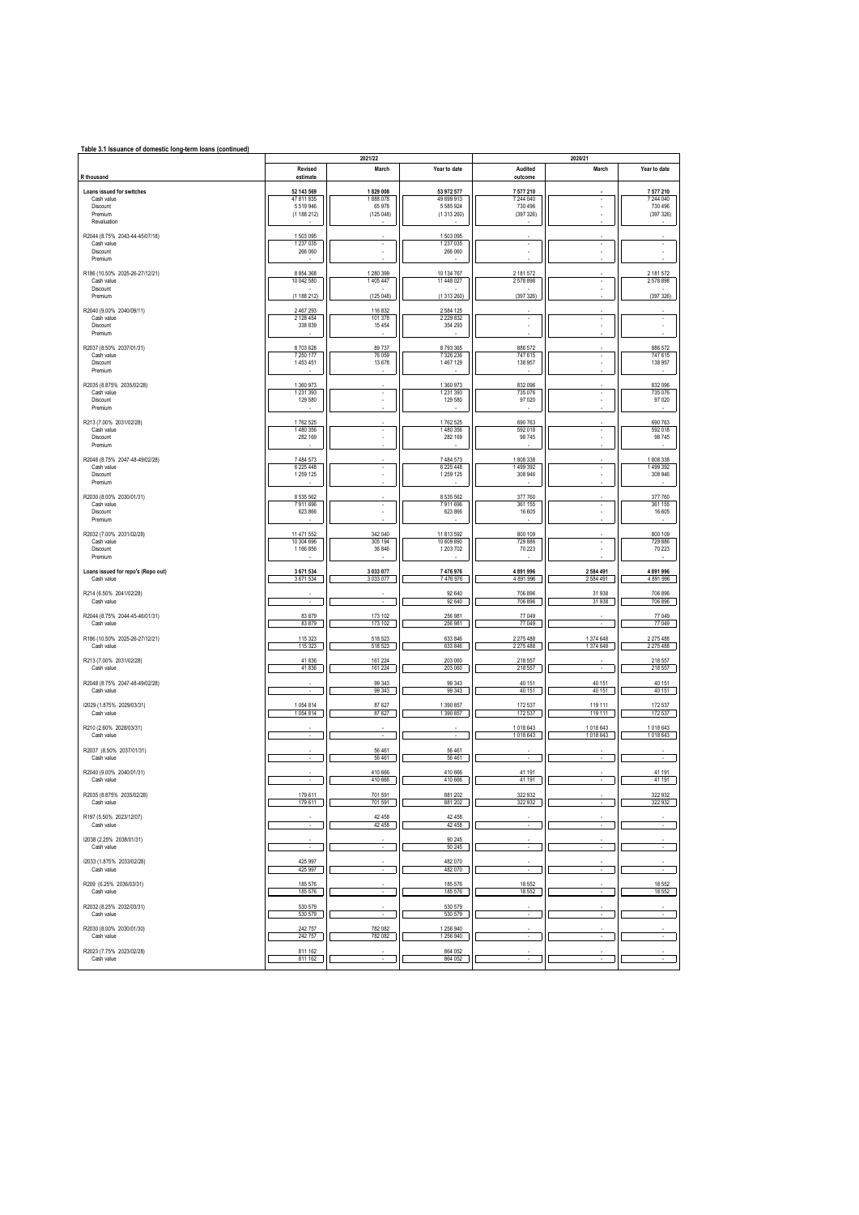**Table 3.1 Issuance of domestic long-term loans (continued)**

| R thousand | 2021/22 Revised estimate | 2021/22 March | 2021/22 Year to date | 2020/21 Audited outcome | 2020/21 March | 2020/21 Year to date |
|---|---|---|---|---|---|---|
| **Loans issued for switches** | **52 143 569** | **1 829 008** | **53 972 577** | **7 577 210** | **-** | **7 577 210** |
| Cash value | 47 811 835 | 1 888 078 | 49 699 913 | 7 244 040 | - | 7 244 040 |
| Discount | 5 519 946 | 65 978 | 5 585 924 | 730 496 | - | 730 496 |
| Premium | (1 188 212) | (125 048) | (1 313 260) | (397 326) | - | (397 326) |
| Revaluation | - | - | - | - | - | - |
| R2044 (8.75% 2043-44-45/07/18) | 1 503 095 | - | 1 503 095 | - | - | - |
| Cash value | 1 237 035 | - | 1 237 035 | - | - | - |
| Discount | 266 060 | - | 266 060 | - | - | - |
| Premium | - | - | - | - | - | - |
| R186 (10.50% 2025-26-27/12/21) | 8 854 368 | 1 280 399 | 10 134 767 | 2 181 572 | - | 2 181 572 |
| Cash value | 10 042 580 | 1 405 447 | 11 448 027 | 2 578 898 | - | 2 578 898 |
| Discount | - | - | - | - | - | - |
| Premium | (1 188 212) | (125 048) | (1 313 260) | (397 326) | - | (397 326) |
| R2040 (9.00% 2040/09/11) | 2 467 293 | 116 832 | 2 584 125 | - | - | - |
| Cash value | 2 128 454 | 101 378 | 2 229 832 | - | - | - |
| Discount | 338 839 | 15 454 | 354 293 | - | - | - |
| Premium | - | - | - | - | - | - |
| R2037 (8.50% 2037/01/31) | 8 703 628 | 89 737 | 8 793 365 | 886 572 | - | 886 572 |
| Cash value | 7 250 177 | 76 059 | 7 326 236 | 747 615 | - | 747 615 |
| Discount | 1 453 451 | 13 678 | 1 467 129 | 138 957 | - | 138 957 |
| Premium | - | - | - | - | - | - |
| R2035 (8.875% 2035/02/28) | 1 360 973 | - | 1 360 973 | 832 096 | - | 832 096 |
| Cash value | 1 231 393 | - | 1 231 393 | 735 076 | - | 735 076 |
| Discount | 129 580 | - | 129 580 | 97 020 | - | 97 020 |
| Premium | - | - | - | - | - | - |
| R213 (7.00% 2031/02/28) | 1 762 525 | - | 1 762 525 | 690 763 | - | 690 763 |
| Cash value | 1 480 356 | - | 1 480 356 | 592 018 | - | 592 018 |
| Discount | 282 169 | - | 282 169 | 98 745 | - | 98 745 |
| Premium | - | - | - | - | - | - |
| R2048 (8.75% 2047-48-49/02/28) | 7 484 573 | - | 7 484 573 | 1 808 338 | - | 1 808 338 |
| Cash value | 6 225 448 | - | 6 225 448 | 1 499 392 | - | 1 499 392 |
| Discount | 1 259 125 | - | 1 259 125 | 308 946 | - | 308 946 |
| Premium | - | - | - | - | - | - |
| R2030 (8.00% 2030/01/31) | 8 535 562 | - | 8 535 562 | 377 760 | - | 377 760 |
| Cash value | 7 911 696 | - | 7 911 696 | 361 155 | - | 361 155 |
| Discount | 623 866 | - | 623 866 | 16 605 | - | 16 605 |
| Premium | - | - | - | - | - | - |
| R2032 (7.00% 2031/02/28) | 11 471 552 | 342 040 | 11 813 592 | 800 109 | - | 800 109 |
| Cash value | 10 304 696 | 305 194 | 10 609 890 | 729 886 | - | 729 886 |
| Discount | 1 166 856 | 36 846 | 1 203 702 | 70 223 | - | 70 223 |
| Premium | - | - | - | - | - | - |
| **Loans issued for repo's (Repo out)** | **3 671 534** | **3 033 077** | **7 476 976** | **4 891 996** | **2 584 491** | **4 891 996** |
| Cash value | 3 671 534 | 3 033 077 | 7 476 976 | 4 891 996 | 2 584 491 | 4 891 996 |
| R214 (6.50% 2041/02/28) | - | - | 92 640 | 706 896 | 31 938 | 706 896 |
| Cash value | - | - | 92 640 | 706 896 | 31 938 | 706 896 |
| R2044 (8.75% 2044-45-46/01/31) | 83 879 | 173 102 | 256 981 | 77 049 | - | 77 049 |
| Cash value | 83 879 | 173 102 | 256 981 | 77 049 | - | 77 049 |
| R186 (10.50% 2025-26-27/12/21) | 115 323 | 518 523 | 633 846 | 2 275 488 | 1 374 648 | 2 275 488 |
| Cash value | 115 323 | 518 523 | 633 846 | 2 275 488 | 1 374 648 | 2 275 488 |
| R213 (7.00% 2031/02/28) | 41 836 | 161 224 | 203 060 | 218 557 | - | 218 557 |
| Cash value | 41 836 | 161 224 | 203 060 | 218 557 | - | 218 557 |
| R2048 (8.75% 2047-48-49/02/28) | - | 99 343 | 99 343 | 40 151 | 40 151 | 40 151 |
| Cash value | - | 99 343 | 99 343 | 40 151 | 40 151 | 40 151 |
| I2029 (1.875% 2029/03/31) | 1 054 814 | 87 627 | 1 390 857 | 172 537 | 119 111 | 172 537 |
| Cash value | 1 054 814 | 87 627 | 1 390 857 | 172 537 | 119 111 | 172 537 |
| R210 (2.60% 2028/03/31) | - | - | - | 1 018 643 | 1 018 643 | 1 018 643 |
| Cash value | - | - | - | 1 018 643 | 1 018 643 | 1 018 643 |
| R2037 (8.50% 2037/01/31) | - | 56 461 | 56 461 | - | - | - |
| Cash value | - | 56 461 | 56 461 | - | - | - |
| R2040 (9.00% 2040/01/31) | - | 410 666 | 410 666 | 41 191 | - | 41 191 |
| Cash value | - | 410 666 | 410 666 | 41 191 | - | 41 191 |
| R2035 (8.875% 2035/02/28) | 179 611 | 701 591 | 881 202 | 322 932 | - | 322 932 |
| Cash value | 179 611 | 701 591 | 881 202 | 322 932 | - | 322 932 |
| R197 (5.50% 2023/12/07) | - | 42 458 | 42 458 | - | - | - |
| Cash value | - | 42 458 | 42 458 | - | - | - |
| I2038 (2.25% 2038/01/31) | - | - | 90 245 | - | - | - |
| Cash value | - | - | 90 245 | - | - | - |
| I2033 (1.875% 2033/02/28) | 425 997 | - | 482 070 | - | - | - |
| Cash value | 425 997 | - | 482 070 | - | - | - |
| R209 (6.25% 2036/03/31) | 185 576 | - | 185 576 | 18 552 | - | 18 552 |
| Cash value | 185 576 | - | 185 576 | 18 552 | - | 18 552 |
| R2032 (8.25% 2032/03/31) | 530 579 | - | 530 579 | - | - | - |
| Cash value | 530 579 | - | 530 579 | - | - | - |
| R2030 (8.00% 2030/01/30) | 242 757 | 782 082 | 1 256 940 | - | - | - |
| Cash value | 242 757 | 782 082 | 1 256 940 | - | - | - |
| R2023 (7.75% 2023/02/28) | 811 162 | - | 864 052 | - | - | - |
| Cash value | 811 162 | - | 864 052 | - | - | - |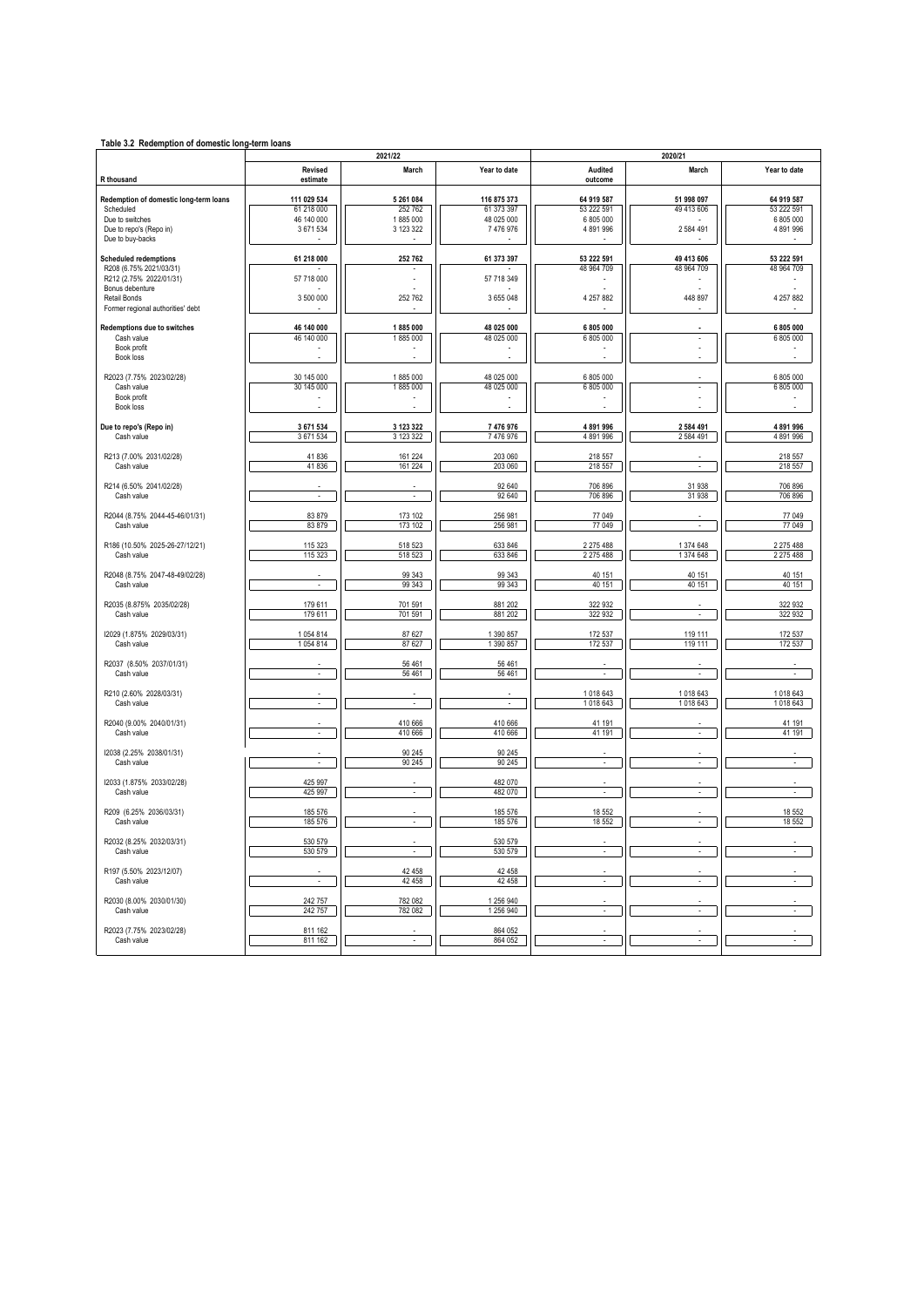**Table 3.2 Redemption of domestic long-term loans**

| R thousand | 2021/22 | | | 2020/21 | | |
|---|---|---|---|---|---|---|
| | Revised estimate | March | Year to date | Audited outcome | March | Year to date |
| **Redemption of domestic long-term loans** | **111 029 534** | **5 261 084** | **116 875 373** | **64 919 587** | **51 998 097** | **64 919 587** |
| Scheduled | 61 218 000 | 252 762 | 61 373 397 | 53 222 591 | 49 413 606 | 53 222 591 |
| Due to switches | 46 140 000 | 1 885 000 | 48 025 000 | 6 805 000 | - | 6 805 000 |
| Due to repo's (Repo in) | 3 671 534 | 3 123 322 | 7 476 976 | 4 891 996 | 2 584 491 | 4 891 996 |
| Due to buy-backs | - | - | - | - | - | - |
| | | | | | | |
| **Scheduled redemptions** | **61 218 000** | **252 762** | **61 373 397** | **53 222 591** | **49 413 606** | **53 222 591** |
| R208 (6.75% 2021/03/31) | - | - | - | 48 964 709 | 48 964 709 | 48 964 709 |
| R212 (2.75% 2022/01/31) | 57 718 000 | - | 57 718 349 | - | - | - |
| Bonus debenture | - | - | - | - | - | - |
| Retail Bonds | 3 500 000 | 252 762 | 3 655 048 | 4 257 882 | 448 897 | 4 257 882 |
| Former regional authorities' debt | - | - | - | - | - | - |
| | | | | | | |
| **Redemptions due to switches** | **46 140 000** | **1 885 000** | **48 025 000** | **6 805 000** | **-** | **6 805 000** |
| Cash value | 46 140 000 | 1 885 000 | 48 025 000 | 6 805 000 | - | 6 805 000 |
| Book profit | - | - | - | - | - | - |
| Book loss | - | - | - | - | - | - |
| | | | | | | |
| R2023 (7.75% 2023/02/28) | 30 145 000 | 1 885 000 | 48 025 000 | 6 805 000 | - | 6 805 000 |
| Cash value | 30 145 000 | 1 885 000 | 48 025 000 | 6 805 000 | - | 6 805 000 |
| Book profit | - | - | - | - | - | - |
| Book loss | - | - | - | - | - | - |
| | | | | | | |
| **Due to repo's (Repo in)** | **3 671 534** | **3 123 322** | **7 476 976** | **4 891 996** | **2 584 491** | **4 891 996** |
| Cash value | 3 671 534 | 3 123 322 | 7 476 976 | 4 891 996 | 2 584 491 | 4 891 996 |
| | | | | | | |
| R213 (7.00% 2031/02/28) | 41 836 | 161 224 | 203 060 | 218 557 | - | 218 557 |
| Cash value | 41 836 | 161 224 | 203 060 | 218 557 | - | 218 557 |
| | | | | | | |
| R214 (6.50% 2041/02/28) | - | - | 92 640 | 706 896 | 31 938 | 706 896 |
| Cash value | - | - | 92 640 | 706 896 | 31 938 | 706 896 |
| | | | | | | |
| R2044 (8.75% 2044-45-46/01/31) | 83 879 | 173 102 | 256 981 | 77 049 | - | 77 049 |
| Cash value | 83 879 | 173 102 | 256 981 | 77 049 | - | 77 049 |
| | | | | | | |
| R186 (10.50% 2025-26-27/12/21) | 115 323 | 518 523 | 633 846 | 2 275 488 | 1 374 648 | 2 275 488 |
| Cash value | 115 323 | 518 523 | 633 846 | 2 275 488 | 1 374 648 | 2 275 488 |
| | | | | | | |
| R2048 (8.75% 2047-48-49/02/28) | - | 99 343 | 99 343 | 40 151 | 40 151 | 40 151 |
| Cash value | - | 99 343 | 99 343 | 40 151 | 40 151 | 40 151 |
| | | | | | | |
| R2035 (8.875% 2035/02/28) | 179 611 | 701 591 | 881 202 | 322 932 | - | 322 932 |
| Cash value | 179 611 | 701 591 | 881 202 | 322 932 | - | 322 932 |
| | | | | | | |
| I2029 (1.875% 2029/03/31) | 1 054 814 | 87 627 | 1 390 857 | 172 537 | 119 111 | 172 537 |
| Cash value | 1 054 814 | 87 627 | 1 390 857 | 172 537 | 119 111 | 172 537 |
| | | | | | | |
| R2037 (8.50% 2037/01/31) | - | 56 461 | 56 461 | - | - | - |
| Cash value | - | 56 461 | 56 461 | - | - | - |
| | | | | | | |
| R210 (2.60% 2028/03/31) | - | - | - | 1 018 643 | 1 018 643 | 1 018 643 |
| Cash value | - | - | - | 1 018 643 | 1 018 643 | 1 018 643 |
| | | | | | | |
| R2040 (9.00% 2040/01/31) | - | 410 666 | 410 666 | 41 191 | - | 41 191 |
| Cash value | - | 410 666 | 410 666 | 41 191 | - | 41 191 |
| | | | | | | |
| I2038 (2.25% 2038/01/31) | - | 90 245 | 90 245 | - | - | - |
| Cash value | - | 90 245 | 90 245 | - | - | - |
| | | | | | | |
| I2033 (1.875% 2033/02/28) | 425 997 | - | 482 070 | - | - | - |
| Cash value | 425 997 | - | 482 070 | - | - | - |
| | | | | | | |
| R209 (6.25% 2036/03/31) | 185 576 | - | 185 576 | 18 552 | - | 18 552 |
| Cash value | 185 576 | - | 185 576 | 18 552 | - | 18 552 |
| | | | | | | |
| R2032 (8.25% 2032/03/31) | 530 579 | - | 530 579 | - | - | - |
| Cash value | 530 579 | - | 530 579 | - | - | - |
| | | | | | | |
| R197 (5.50% 2023/12/07) | - | 42 458 | 42 458 | - | - | - |
| Cash value | - | 42 458 | 42 458 | - | - | - |
| | | | | | | |
| R2030 (8.00% 2030/01/30) | 242 757 | 782 082 | 1 256 940 | - | - | - |
| Cash value | 242 757 | 782 082 | 1 256 940 | - | - | - |
| | | | | | | |
| R2023 (7.75% 2023/02/28) | 811 162 | - | 864 052 | - | - | - |
| Cash value | 811 162 | - | 864 052 | - | - | - |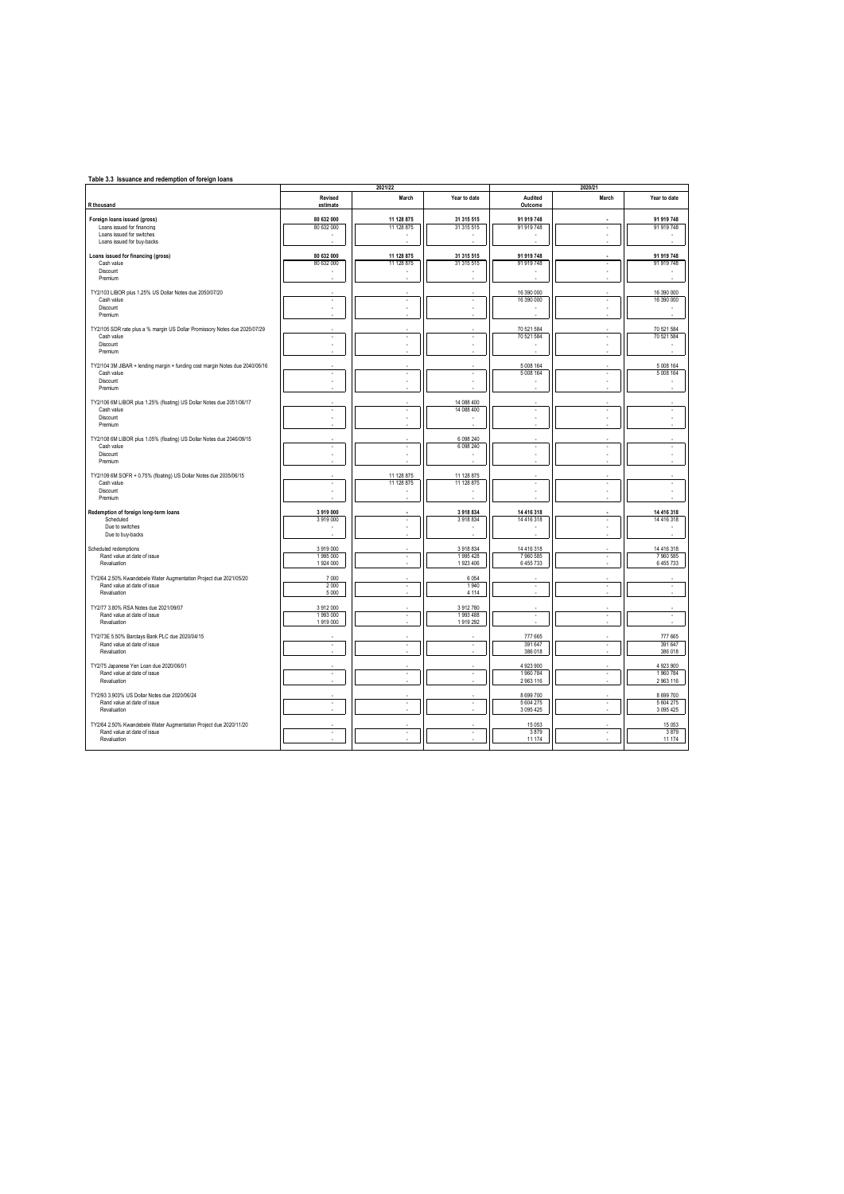**Table 3.3 Issuance and redemption of foreign loans**

| R thousand | 2021/22 Revised estimate | 2021/22 March | 2021/22 Year to date | 2020/21 Audited Outcome | 2020/21 March | 2020/21 Year to date |
|---|---|---|---|---|---|---|
| **Foreign loans issued (gross)** | **80 632 000** | **11 128 875** | **31 315 515** | **91 919 748** | **-** | **91 919 748** |
| Loans issued for financing | 80 632 000 | 11 128 875 | 31 315 515 | 91 919 748 | - | 91 919 748 |
| Loans issued for switches | - | - | - | - | - | - |
| Loans issued for buy-backs | - | - | - | - | - | - |
| **Loans issued for financing (gross)** | **80 632 000** | **11 128 875** | **31 315 515** | **91 919 748** | **-** | **91 919 748** |
| Cash value | 80 632 000 | 11 128 875 | 31 315 515 | 91 919 748 | - | 91 919 748 |
| Discount | - | - | - | - | - | - |
| Premium | - | - | - | - | - | - |
| TY2/103 LIBOR plus 1.25% US Dollar Notes due 2050/07/20 | - | - | - | 16 390 000 | - | 16 390 000 |
| Cash value | - | - | - | 16 390 000 | - | 16 390 000 |
| Discount | - | - | - | - | - | - |
| Premium | - | - | - | - | - | - |
| TY2/105 SDR rate plus a % margin US Dollar Promissory Notes due 2025/07/29 | - | - | - | 70 521 584 | - | 70 521 584 |
| Cash value | - | - | - | 70 521 584 | - | 70 521 584 |
| Discount | - | - | - | - | - | - |
| Premium | - | - | - | - | - | - |
| TY2/104 3M JIBAR + lending margin + funding cost margin Notes due 2040/06/16 | - | - | - | 5 008 164 | - | 5 008 164 |
| Cash value | - | - | - | 5 008 164 | - | 5 008 164 |
| Discount | - | - | - | - | - | - |
| Premium | - | - | - | - | - | - |
| TY2/106 6M LIBOR plus 1.25% (floating) US Dollar Notes due 2051/06/17 | - | - | 14 088 400 | - | - | - |
| Cash value | - | - | 14 088 400 | - | - | - |
| Discount | - | - | - | - | - | - |
| Premium | - | - | - | - | - | - |
| TY2/108 6M LIBOR plus 1.05% (floating) US Dollar Notes due 2046/09/15 | - | - | 6 098 240 | - | - | - |
| Cash value | - | - | 6 098 240 | - | - | - |
| Discount | - | - | - | - | - | - |
| Premium | - | - | - | - | - | - |
| TY2/109 6M SOFR + 0.75% (floating) US Dollar Notes due 2035/06/15 | - | 11 128 875 | 11 128 875 | - | - | - |
| Cash value | - | 11 128 875 | 11 128 875 | - | - | - |
| Discount | - | - | - | - | - | - |
| Premium | - | - | - | - | - | - |
| **Redemption of foreign long-term loans** | **3 919 000** | **-** | **3 918 834** | **14 416 318** | **-** | **14 416 318** |
| Scheduled | 3 919 000 | - | 3 918 834 | 14 416 318 | - | 14 416 318 |
| Due to switches | - | - | - | - | - | - |
| Due to buy-backs | - | - | - | - | - | - |
| Scheduled redemptions | 3 919 000 | - | 3 918 834 | 14 416 318 | - | 14 416 318 |
| Rand value at date of issue | 1 995 000 | - | 1 995 428 | 7 960 585 | - | 7 960 585 |
| Revaluation | 1 924 000 | - | 1 923 406 | 6 455 733 | - | 6 455 733 |
| TY2/64 2.50% Kwandebele Water Augmentation Project due 2021/05/20 | 7 000 | - | 6 054 | - | - | - |
| Rand value at date of issue | 2 000 | - | 1 940 | - | - | - |
| Revaluation | 5 000 | - | 4 114 | - | - | - |
| TY2/77 3.80% RSA Notes due 2021/09/07 | 3 912 000 | - | 3 912 780 | - | - | - |
| Rand value at date of issue | 1 993 000 | - | 1 993 488 | - | - | - |
| Revaluation | 1 919 000 | - | 1 919 292 | - | - | - |
| TY2/73E 5.50% Barclays Bank PLC due 2020/04/15 | - | - | - | 777 665 | - | 777 665 |
| Rand value at date of issue | - | - | - | 391 647 | - | 391 647 |
| Revaluation | - | - | - | 386 018 | - | 386 018 |
| TY2/75 Japanese Yen Loan due 2020/06/01 | - | - | - | 4 923 900 | - | 4 923 900 |
| Rand value at date of issue | - | - | - | 1 960 784 | - | 1 960 784 |
| Revaluation | - | - | - | 2 963 116 | - | 2 963 116 |
| TY2/93 3.903% US Dollar Notes due 2020/06/24 | - | - | - | 8 699 700 | - | 8 699 700 |
| Rand value at date of issue | - | - | - | 5 604 275 | - | 5 604 275 |
| Revaluation | - | - | - | 3 095 425 | - | 3 095 425 |
| TY2/64 2.50% Kwandebele Water Augmentation Project due 2020/11/20 | - | - | - | 15 053 | - | 15 053 |
| Rand value at date of issue | - | - | - | 3 879 | - | 3 879 |
| Revaluation | - | - | - | 11 174 | - | 11 174 |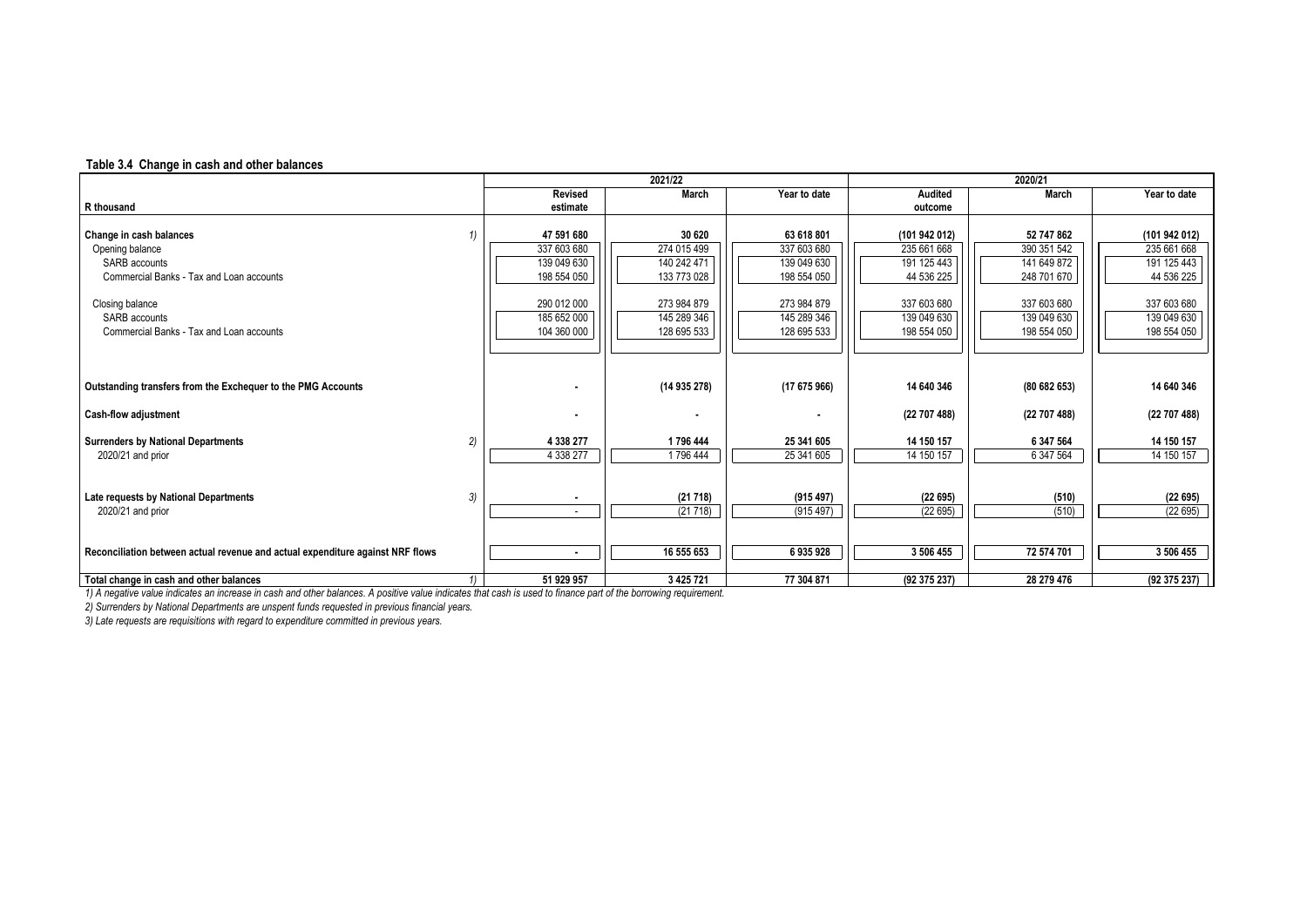**Table 3.4 Change in cash and other balances**

| R thousand | | 2021/22 | | | 2020/21 | | |
|---|---|---|---|---|---|---|---|
| | | Revised estimate | March | Year to date | Audited outcome | March | Year to date |
| **Change in cash balances** | 1) | **47 591 680** | **30 620** | **63 618 801** | **(101 942 012)** | **52 747 862** | **(101 942 012)** |
| Opening balance | | 337 603 680 | 274 015 499 | 337 603 680 | 235 661 668 | 390 351 542 | 235 661 668 |
| SARB accounts | | 139 049 630 | 140 242 471 | 139 049 630 | 191 125 443 | 141 649 872 | 191 125 443 |
| Commercial Banks - Tax and Loan accounts | | 198 554 050 | 133 773 028 | 198 554 050 | 44 536 225 | 248 701 670 | 44 536 225 |
| Closing balance | | 290 012 000 | 273 984 879 | 273 984 879 | 337 603 680 | 337 603 680 | 337 603 680 |
| SARB accounts | | 185 652 000 | 145 289 346 | 145 289 346 | 139 049 630 | 139 049 630 | 139 049 630 |
| Commercial Banks - Tax and Loan accounts | | 104 360 000 | 128 695 533 | 128 695 533 | 198 554 050 | 198 554 050 | 198 554 050 |
| **Outstanding transfers from the Exchequer to the PMG Accounts** | | **-** | **(14 935 278)** | **(17 675 966)** | **14 640 346** | **(80 682 653)** | **14 640 346** |
| **Cash-flow adjustment** | | **-** | **-** | **-** | **(22 707 488)** | **(22 707 488)** | **(22 707 488)** |
| **Surrenders by National Departments** | 2) | **4 338 277** | **1 796 444** | **25 341 605** | **14 150 157** | **6 347 564** | **14 150 157** |
| 2020/21 and prior | | 4 338 277 | 1 796 444 | 25 341 605 | 14 150 157 | 6 347 564 | 14 150 157 |
| **Late requests by National Departments** | 3) | **-** | **(21 718)** | **(915 497)** | **(22 695)** | **(510)** | **(22 695)** |
| 2020/21 and prior | | - | (21 718) | (915 497) | (22 695) | (510) | (22 695) |
| **Reconciliation between actual revenue and actual expenditure against NRF flows** | | **-** | **16 555 653** | **6 935 928** | **3 506 455** | **72 574 701** | **3 506 455** |
| **Total change in cash and other balances** | 1) | **51 929 957** | **3 425 721** | **77 304 871** | **(92 375 237)** | **28 279 476** | **(92 375 237)** |

*1) A negative value indicates an increase in cash and other balances. A positive value indicates that cash is used to finance part of the borrowing requirement.*

*2) Surrenders by National Departments are unspent funds requested in previous financial years.*

*3) Late requests are requisitions with regard to expenditure committed in previous years.*